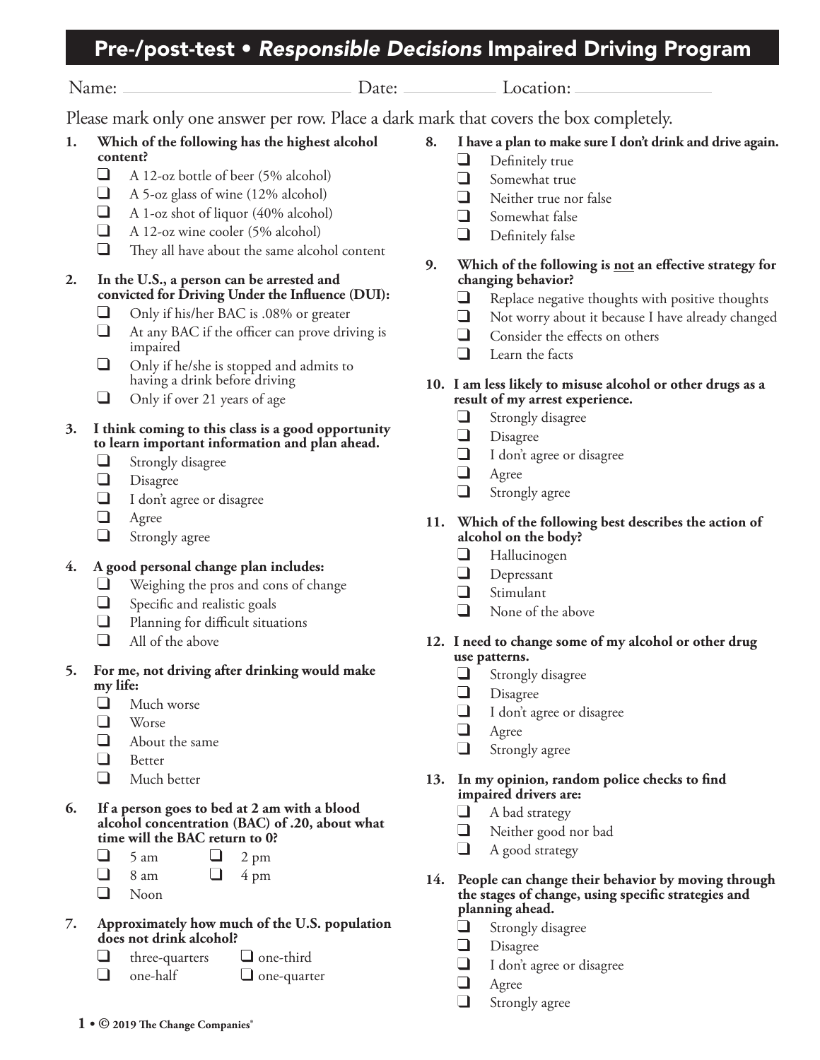# Pre-/post-test • *Responsible Decisions* Impaired Driving Program

Name: \_\_\_\_\_\_\_\_\_\_\_\_\_\_\_\_\_\_\_\_ Date: \_\_\_\_\_\_\_\_\_\_ Location: \_\_\_\_\_\_\_\_\_\_\_\_\_\_\_\_

Please mark only one answer per row. Place a dark mark that covers the box completely.

**1. Which of the following has the highest alcohol content?**

- ❑ A 12-oz bottle of beer (5% alcohol)
- ❑ A 5-oz glass of wine (12% alcohol)
- ❑ A 1-oz shot of liquor (40% alcohol)
- ❑ A 12-oz wine cooler (5% alcohol)
- ❑ They all have about the same alcohol content

**2. In the U.S., a person can be arrested and convicted for Driving Under the Influence (DUI):**

- ❑ Only if his/her BAC is .08% or greater
- ❑ At any BAC if the officer can prove driving is impaired
- ❑ Only if he/she is stopped and admits to having a drink before driving
- ❑ Only if over 21 years of age

**3. I think coming to this class is a good opportunity to learn important information and plan ahead.**

- ❑ Strongly disagree
- ❑ Disagree
- ❑ I don't agree or disagree
- ❑ Agree
- ❑ Strongly agree

**4. A good personal change plan includes:**

- ❑ Weighing the pros and cons of change
- ❑ Specific and realistic goals
- ❑ Planning for difficult situations
- ❑ All of the above

**5. For me, not driving after drinking would make my life:**

- ❑ Much worse
- ❑ Worse
- ❑ About the same
- ❑ Better
- ❑ Much better

**6. If a person goes to bed at 2 am with a blood alcohol concentration (BAC) of .20, about what time will the BAC return to 0?**

- ❑ 5 am
- ❑ 8 am
- ❑ Noon
- ❑ 2 pm
- ❑ 4 pm

**7. Approximately how much of the U.S. population does not drink alcohol?**

- ❑ three-quarters
- ❑ one-half
- ❑ one-third
- ❑ one-quarter

**8. I have a plan to make sure I don't drink and drive again.**

- ❑ Definitely true
- ❑ Somewhat true
- ❑ Neither true nor false
- ❑ Somewhat false
- ❑ Definitely false

**9. Which of the following is <u>not</u> an effective strategy for changing behavior?**

- ❑ Replace negative thoughts with positive thoughts
- ❑ Not worry about it because I have already changed
- ❑ Consider the effects on others
- ❑ Learn the facts

**10. I am less likely to misuse alcohol or other drugs as a result of my arrest experience.**

- ❑ Strongly disagree
- ❑ Disagree
- ❑ I don't agree or disagree
- ❑ Agree
- ❑ Strongly agree

**11. Which of the following best describes the action of alcohol on the body?**

- ❑ Hallucinogen
- ❑ Depressant
- ❑ Stimulant
- ❑ None of the above

**12. I need to change some of my alcohol or other drug use patterns.**

- ❑ Strongly disagree
- ❑ Disagree
- ❑ I don't agree or disagree
- ❑ Agree
- ❑ Strongly agree

**13. In my opinion, random police checks to find impaired drivers are:**

- ❑ A bad strategy
- ❑ Neither good nor bad
- ❑ A good strategy

**14. People can change their behavior by moving through the stages of change, using specific strategies and planning ahead.**

- ❑ Strongly disagree
- ❑ Disagree
- ❑ I don't agree or disagree
- ❑ Agree
- ❑ Strongly agree

© 2019 The Change Companies®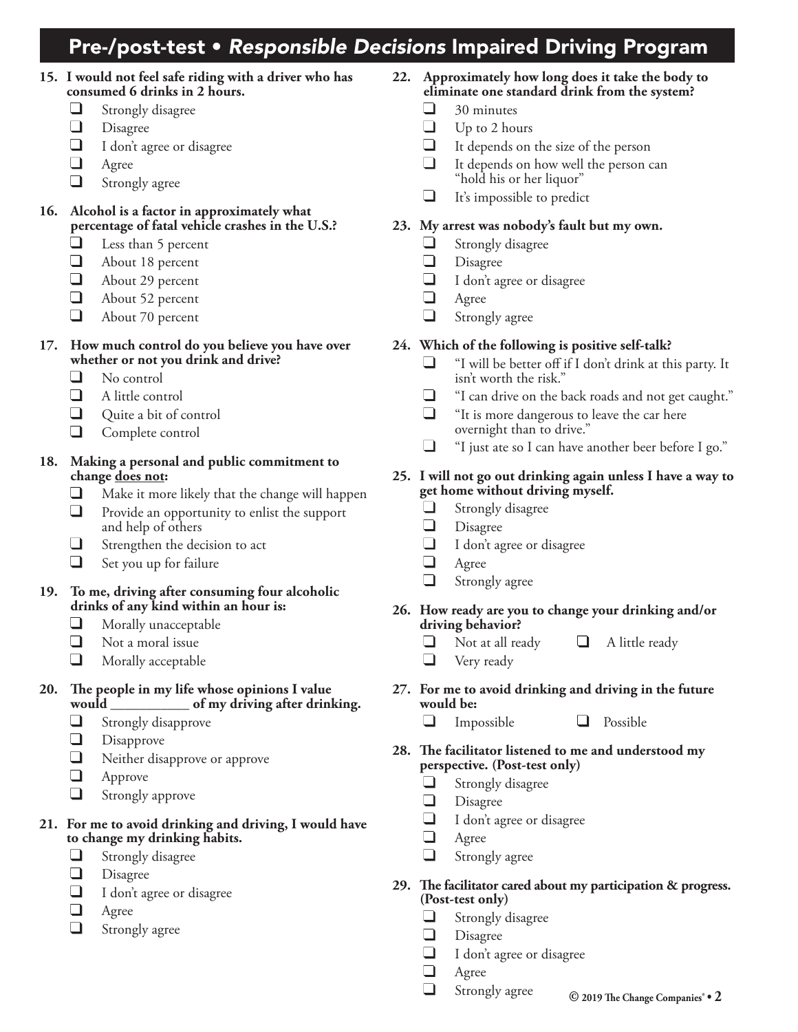# Pre-/post-test • *Responsible Decisions* Impaired Driving Program

**15. I would not feel safe riding with a driver who has consumed 6 drinks in 2 hours.**

- ❑ Strongly disagree
- ❑ Disagree
- ❑ I don't agree or disagree
- ❑ Agree
- ❑ Strongly agree

**16. Alcohol is a factor in approximately what percentage of fatal vehicle crashes in the U.S.?**

- ❑ Less than 5 percent
- ❑ About 18 percent
- ❑ About 29 percent
- ❑ About 52 percent
- ❑ About 70 percent

**17. How much control do you believe you have over whether or not you drink and drive?**

- ❑ No control
- ❑ A little control
- ❑ Quite a bit of control
- ❑ Complete control

**18. Making a personal and public commitment to change <u>does not</u>:**

- ❑ Make it more likely that the change will happen
- ❑ Provide an opportunity to enlist the support and help of others
- ❑ Strengthen the decision to act
- ❑ Set you up for failure

**19. To me, driving after consuming four alcoholic drinks of any kind within an hour is:**

- ❑ Morally unacceptable
- ❑ Not a moral issue
- ❑ Morally acceptable

**20. The people in my life whose opinions I value would ___________ of my driving after drinking.**

- ❑ Strongly disapprove
- ❑ Disapprove
- ❑ Neither disapprove or approve
- ❑ Approve
- ❑ Strongly approve

**21. For me to avoid drinking and driving, I would have to change my drinking habits.**

- ❑ Strongly disagree
- ❑ Disagree
- ❑ I don't agree or disagree
- ❑ Agree
- ❑ Strongly agree

**22. Approximately how long does it take the body to eliminate one standard drink from the system?**

- ❑ 30 minutes
- ❑ Up to 2 hours
- ❑ It depends on the size of the person
- ❑ It depends on how well the person can "hold his or her liquor"
- ❑ It's impossible to predict

**23. My arrest was nobody's fault but my own.**

- ❑ Strongly disagree
- ❑ Disagree
- ❑ I don't agree or disagree
- ❑ Agree
- ❑ Strongly agree

**24. Which of the following is positive self-talk?**

- ❑ "I will be better off if I don't drink at this party. It isn't worth the risk."
- ❑ "I can drive on the back roads and not get caught."
- ❑ "It is more dangerous to leave the car here overnight than to drive."
- ❑ "I just ate so I can have another beer before I go."

**25. I will not go out drinking again unless I have a way to get home without driving myself.**

- ❑ Strongly disagree
- ❑ Disagree
- ❑ I don't agree or disagree
- ❑ Agree
- ❑ Strongly agree

**26. How ready are you to change your drinking and/or driving behavior?**

- ❑ Not at all ready
- ❑ A little ready
- ❑ Very ready

**27. For me to avoid drinking and driving in the future would be:**

- ❑ Impossible
- ❑ Possible

**28. The facilitator listened to me and understood my perspective. (Post-test only)**

- ❑ Strongly disagree
- ❑ Disagree
- ❑ I don't agree or disagree
- ❑ Agree
- ❑ Strongly agree

**29. The facilitator cared about my participation & progress. (Post-test only)**

- ❑ Strongly disagree
- ❑ Disagree
- ❑ I don't agree or disagree
- ❑ Agree
- ❑ Strongly agree

© 2019 The Change Companies®